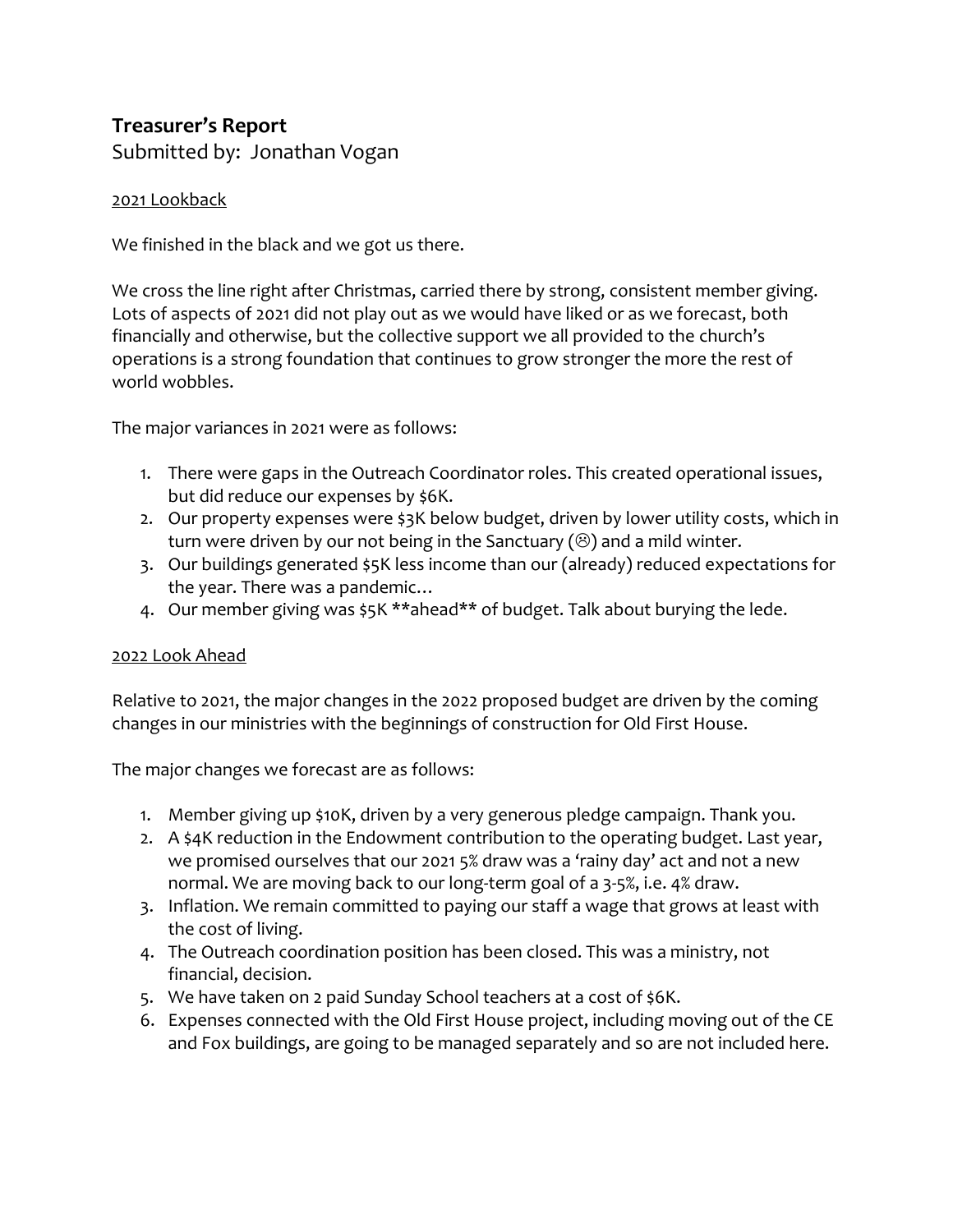## Treasurer's Report

Submitted by: Jonathan Vogan

<u>2021 Lookback</u>

We finished in the black and we got us there.

We cross the line right after Christmas, carried there by strong, consistent member giving. Lots of aspects of 2021 did not play out as we would have liked or as we forecast, both financially and otherwise, but the collective support we all provided to the church's operations is a strong foundation that continues to grow stronger the more the rest of world wobbles.

The major variances in 2021 were as follows:

1. There were gaps in the Outreach Coordinator roles. This created operational issues, but did reduce our expenses by $6K.
2. Our property expenses were $3K below budget, driven by lower utility costs, which in turn were driven by our not being in the Sanctuary (☹) and a mild winter.
3. Our buildings generated $5K less income than our (already) reduced expectations for the year. There was a pandemic…
4. Our member giving was $5K **ahead** of budget. Talk about burying the lede.

<u>2022 Look Ahead</u>

Relative to 2021, the major changes in the 2022 proposed budget are driven by the coming changes in our ministries with the beginnings of construction for Old First House.

The major changes we forecast are as follows:

1. Member giving up $10K, driven by a very generous pledge campaign. Thank you.
2. A $4K reduction in the Endowment contribution to the operating budget. Last year, we promised ourselves that our 2021 5% draw was a 'rainy day' act and not a new normal. We are moving back to our long-term goal of a 3-5%, i.e. 4% draw.
3. Inflation. We remain committed to paying our staff a wage that grows at least with the cost of living.
4. The Outreach coordination position has been closed. This was a ministry, not financial, decision.
5. We have taken on 2 paid Sunday School teachers at a cost of $6K.
6. Expenses connected with the Old First House project, including moving out of the CE and Fox buildings, are going to be managed separately and so are not included here.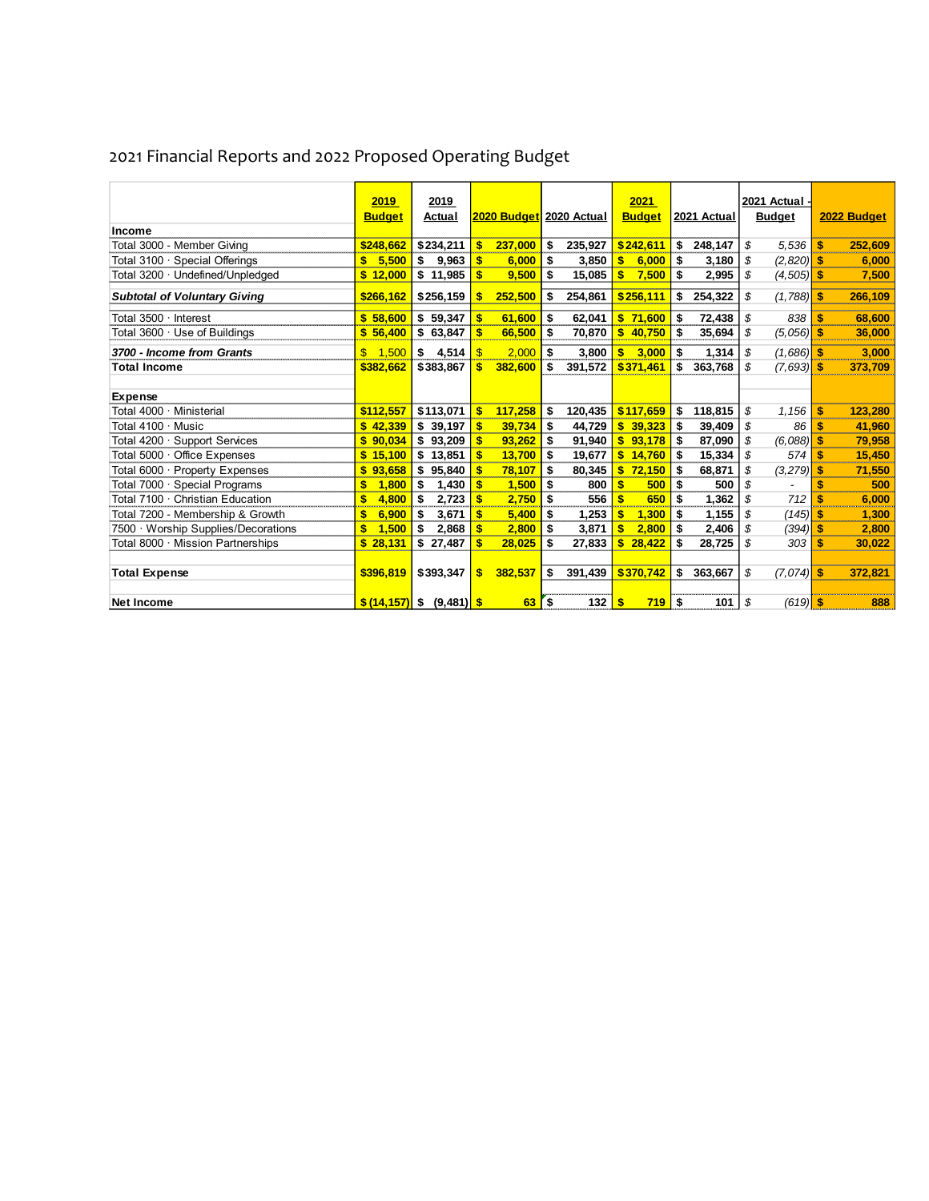# 2021 Financial Reports and 2022 Proposed Operating Budget

| Income | 2019 Budget | 2019 Actual | 2020 Budget | 2020 Actual | 2021 Budget | 2021 Actual | 2021 Actual - Budget | 2022 Budget |
|---|---|---|---|---|---|---|---|---|
| Total 3000 - Member Giving | $248,662 | $234,211 | $ 237,000 | $ 235,927 | $242,611 | $ 248,147 | $ 5,536 | $ 252,609 |
| Total 3100 · Special Offerings | $ 5,500 | $ 9,963 | $ 6,000 | $ 3,850 | $ 6,000 | $ 3,180 | $ (2,820) | $ 6,000 |
| Total 3200 · Undefined/Unpledged | $ 12,000 | $ 11,985 | $ 9,500 | $ 15,085 | $ 7,500 | $ 2,995 | $ (4,505) | $ 7,500 |
| *Subtotal of Voluntary Giving* | $266,162 | $256,159 | $ 252,500 | $ 254,861 | $256,111 | $ 254,322 | $ (1,788) | $ 266,109 |
| Total 3500 · Interest | $ 58,600 | $ 59,347 | $ 61,600 | $ 62,041 | $ 71,600 | $ 72,438 | $ 838 | $ 68,600 |
| Total 3600 · Use of Buildings | $ 56,400 | $ 63,847 | $ 66,500 | $ 70,870 | $ 40,750 | $ 35,694 | $ (5,056) | $ 36,000 |
| *3700 - Income from Grants* | $ 1,500 | $ 4,514 | $ 2,000 | $ 3,800 | $ 3,000 | $ 1,314 | $ (1,686) | $ 3,000 |
| **Total Income** | $382,662 | $383,867 | $ 382,600 | $ 391,572 | $371,461 | $ 363,768 | $ (7,693) | $ 373,709 |
| **Expense** | | | | | | | | |
| Total 4000 · Ministerial | $112,557 | $113,071 | $ 117,258 | $ 120,435 | $117,659 | $ 118,815 | $ 1,156 | $ 123,280 |
| Total 4100 · Music | $ 42,339 | $ 39,197 | $ 39,734 | $ 44,729 | $ 39,323 | $ 39,409 | $ 86 | $ 41,960 |
| Total 4200 · Support Services | $ 90,034 | $ 93,209 | $ 93,262 | $ 91,940 | $ 93,178 | $ 87,090 | $ (6,088) | $ 79,958 |
| Total 5000 · Office Expenses | $ 15,100 | $ 13,851 | $ 13,700 | $ 19,677 | $ 14,760 | $ 15,334 | $ 574 | $ 15,450 |
| Total 6000 · Property Expenses | $ 93,658 | $ 95,840 | $ 78,107 | $ 80,345 | $ 72,150 | $ 68,871 | $ (3,279) | $ 71,550 |
| Total 7000 · Special Programs | $ 1,800 | $ 1,430 | $ 1,500 | $ 800 | $ 500 | $ 500 | $ - | $ 500 |
| Total 7100 · Christian Education | $ 4,800 | $ 2,723 | $ 2,750 | $ 556 | $ 650 | $ 1,362 | $ 712 | $ 6,000 |
| Total 7200 - Membership & Growth | $ 6,900 | $ 3,671 | $ 5,400 | $ 1,253 | $ 1,300 | $ 1,155 | $ (145) | $ 1,300 |
| 7500 · Worship Supplies/Decorations | $ 1,500 | $ 2,868 | $ 2,800 | $ 3,871 | $ 2,800 | $ 2,406 | $ (394) | $ 2,800 |
| Total 8000 · Mission Partnerships | $ 28,131 | $ 27,487 | $ 28,025 | $ 27,833 | $ 28,422 | $ 28,725 | $ 303 | $ 30,022 |
| **Total Expense** | $396,819 | $393,347 | $ 382,537 | $ 391,439 | $370,742 | $ 363,667 | $ (7,074) | $ 372,821 |
| **Net Income** | $ (14,157) | $ (9,481) | $ 63 | $ 132 | $ 719 | $ 101 | $ (619) | $ 888 |